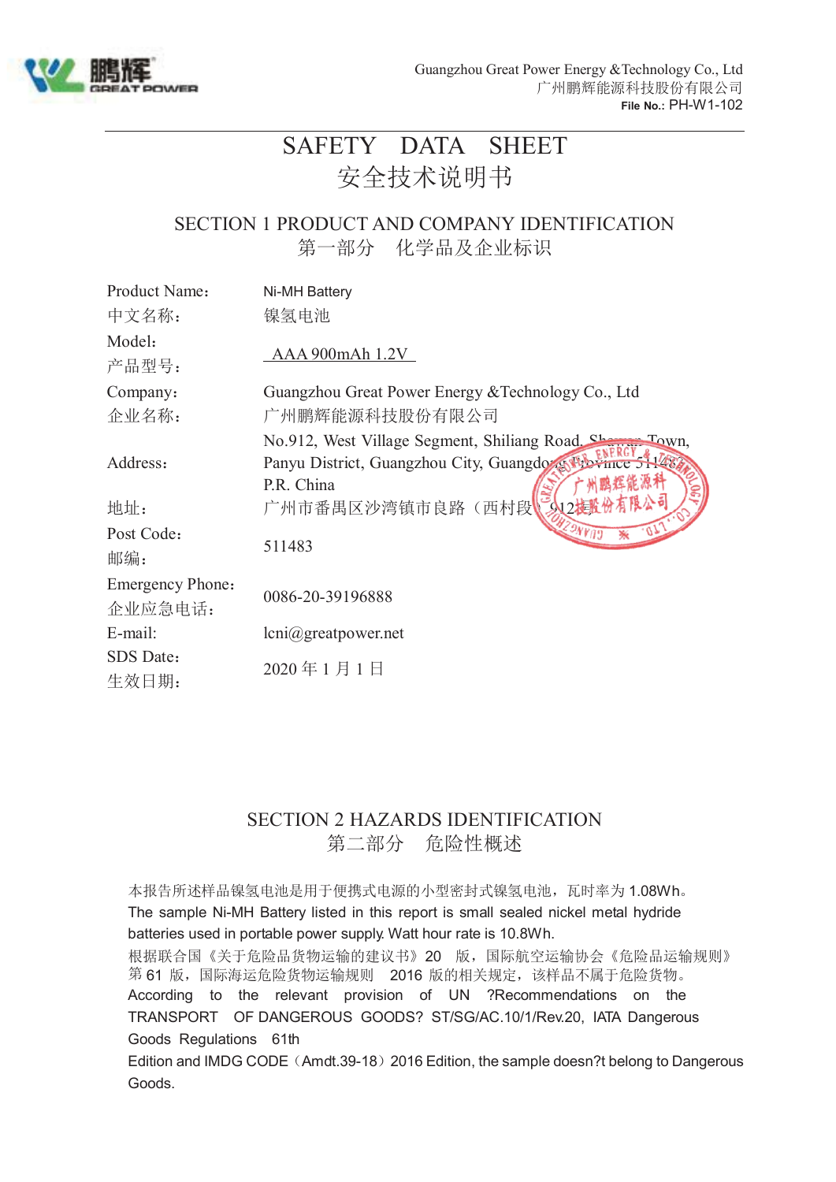Guangzhou Great Power Energy &Technology Co., Ltd
广州鹏辉能源科技股份有限公司
**File No.:** PH-W1-102

# SAFETY DATA SHEET
# 安全技术说明书

## SECTION 1 PRODUCT AND COMPANY IDENTIFICATION
## 第一部分　化学品及企业标识

| | |
|---|---|
| Product Name：<br>中文名称： | Ni-MH Battery<br>镍氢电池 |
| Model：<br>产品型号： | AAA 900mAh 1.2V |
| Company：<br>企业名称： | Guangzhou Great Power Energy &Technology Co., Ltd<br>广州鹏辉能源科技股份有限公司 |
| Address：<br>地址： | No.912, West Village Segment, Shiliang Road, Shawan Town, Panyu District, Guangzhou City, Guangdong Province 511483 P.R. China<br>广州市番禺区沙湾镇市良路（西村段）912号 |
| Post Code：<br>邮编： | 511483 |
| Emergency Phone：<br>企业应急电话： | 0086-20-39196888 |
| E-mail: | lcni@greatpower.net |
| SDS Date：<br>生效日期： | 2020 年 1 月 1 日 |

## SECTION 2 HAZARDS IDENTIFICATION
## 第二部分　危险性概述

本报告所述样品镍氢电池是用于便携式电源的小型密封式镍氢电池，瓦时率为 1.08Wh。
The sample Ni-MH Battery listed in this report is small sealed nickel metal hydride batteries used in portable power supply. Watt hour rate is 10.8Wh.

根据联合国《关于危险品货物运输的建议书》20　版，国际航空运输协会《危险品运输规则》第 61 版，国际海运危险货物运输规则　2016 版的相关规定，该样品不属于危险货物。
According to the relevant provision of UN ?Recommendations on the TRANSPORT OF DANGEROUS GOODS? ST/SG/AC.10/1/Rev.20, IATA Dangerous Goods Regulations 61th Edition and IMDG CODE（Amdt.39-18）2016 Edition, the sample doesn?t belong to Dangerous Goods.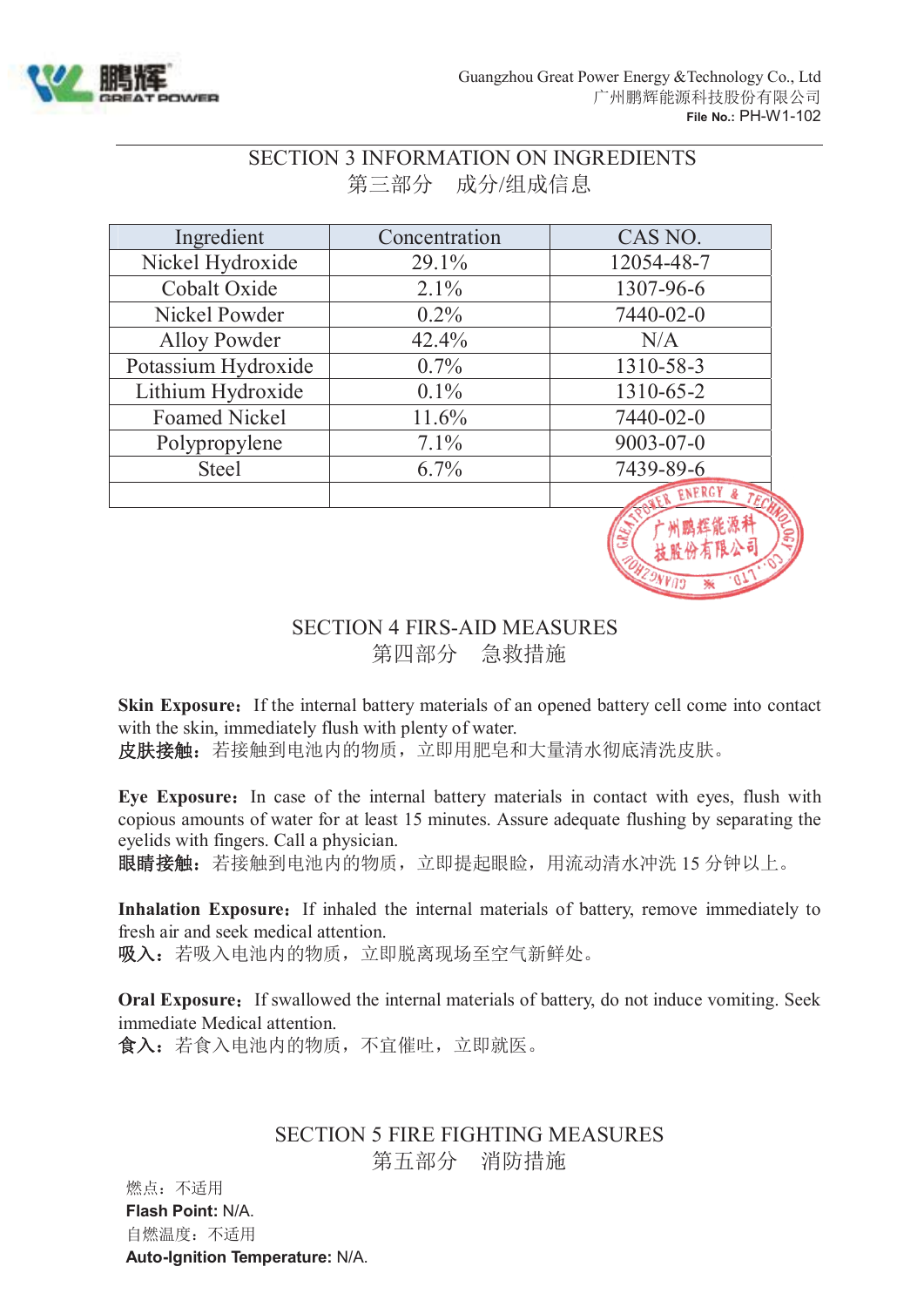## SECTION 3 INFORMATION ON INGREDIENTS
## 第三部分　成分/组成信息

| Ingredient | Concentration | CAS NO. |
|---|---|---|
| Nickel Hydroxide | 29.1% | 12054-48-7 |
| Cobalt Oxide | 2.1% | 1307-96-6 |
| Nickel Powder | 0.2% | 7440-02-0 |
| Alloy Powder | 42.4% | N/A |
| Potassium Hydroxide | 0.7% | 1310-58-3 |
| Lithium Hydroxide | 0.1% | 1310-65-2 |
| Foamed Nickel | 11.6% | 7440-02-0 |
| Polypropylene | 7.1% | 9003-07-0 |
| Steel | 6.7% | 7439-89-6 |
| | | |

## SECTION 4 FIRS-AID MEASURES
## 第四部分　急救措施

**Skin Exposure:** If the internal battery materials of an opened battery cell come into contact with the skin, immediately flush with plenty of water.
**皮肤接触：** 若接触到电池内的物质，立即用肥皂和大量清水彻底清洗皮肤。

**Eye Exposure:** In case of the internal battery materials in contact with eyes, flush with copious amounts of water for at least 15 minutes. Assure adequate flushing by separating the eyelids with fingers. Call a physician.
**眼睛接触：** 若接触到电池内的物质，立即提起眼睑，用流动清水冲洗 15 分钟以上。

**Inhalation Exposure:** If inhaled the internal materials of battery, remove immediately to fresh air and seek medical attention.
**吸入：** 若吸入电池内的物质，立即脱离现场至空气新鲜处。

**Oral Exposure:** If swallowed the internal materials of battery, do not induce vomiting. Seek immediate Medical attention.
**食入：** 若食入电池内的物质，不宜催吐，立即就医。

## SECTION 5 FIRE FIGHTING MEASURES
## 第五部分　消防措施

燃点：不适用
**Flash Point:** N/A.
自燃温度：不适用
**Auto-Ignition Temperature:** N/A.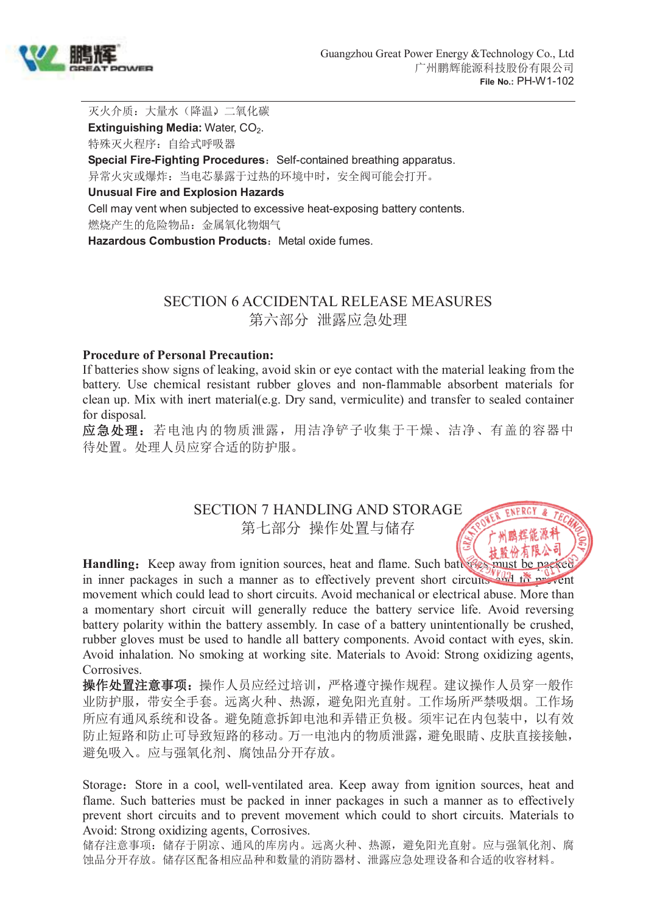灭火介质：大量水（降温）二氧化碳

**Extinguishing Media:** Water, $CO_2$.

特殊灭火程序：自给式呼吸器

**Special Fire-Fighting Procedures**：Self-contained breathing apparatus.

异常火灾或爆炸：当电芯暴露于过热的环境中时，安全阀可能会打开。

**Unusual Fire and Explosion Hazards**

Cell may vent when subjected to excessive heat-exposing battery contents.

燃烧产生的危险物品：金属氧化物烟气

**Hazardous Combustion Products**：Metal oxide fumes.

## SECTION 6 ACCIDENTAL RELEASE MEASURES
## 第六部分 泄露应急处理

**Procedure of Personal Precaution:**

If batteries show signs of leaking, avoid skin or eye contact with the material leaking from the battery. Use chemical resistant rubber gloves and non-flammable absorbent materials for clean up. Mix with inert material(e.g. Dry sand, vermiculite) and transfer to sealed container for disposal.

**应急处理：**若电池内的物质泄露，用洁净铲子收集于干燥、洁净、有盖的容器中待处置。处理人员应穿合适的防护服。

## SECTION 7 HANDLING AND STORAGE
## 第七部分 操作处置与储存

**Handling：**Keep away from ignition sources, heat and flame. Such batteries must be packed in inner packages in such a manner as to effectively prevent short circuits and to prevent movement which could lead to short circuits. Avoid mechanical or electrical abuse. More than a momentary short circuit will generally reduce the battery service life. Avoid reversing battery polarity within the battery assembly. In case of a battery unintentionally be crushed, rubber gloves must be used to handle all battery components. Avoid contact with eyes, skin. Avoid inhalation. No smoking at working site. Materials to Avoid: Strong oxidizing agents, Corrosives.

**操作处置注意事项：**操作人员应经过培训，严格遵守操作规程。建议操作人员穿一般作业防护服，带安全手套。远离火种、热源，避免阳光直射。工作场所严禁吸烟。工作场所应有通风系统和设备。避免随意拆卸电池和弄错正负极。须牢记在内包装中，以有效防止短路和防止可导致短路的移动。万一电池内的物质泄露，避免眼睛、皮肤直接接触，避免吸入。应与强氧化剂、腐蚀品分开存放。

Storage：Store in a cool, well-ventilated area. Keep away from ignition sources, heat and flame. Such batteries must be packed in inner packages in such a manner as to effectively prevent short circuits and to prevent movement which could to short circuits. Materials to Avoid: Strong oxidizing agents, Corrosives.

储存注意事项：储存于阴凉、通风的库房内。远离火种、热源，避免阳光直射。应与强氧化剂、腐蚀品分开存放。储存区配备相应品种和数量的消防器材、泄露应急处理设备和合适的收容材料。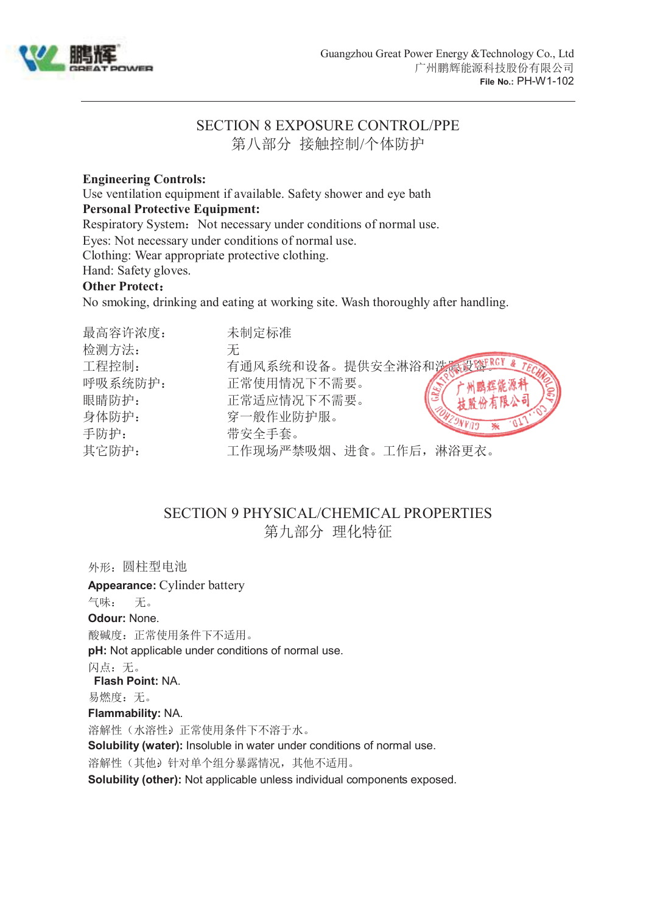## SECTION 8 EXPOSURE CONTROL/PPE
## 第八部分 接触控制/个体防护

**Engineering Controls:**
Use ventilation equipment if available. Safety shower and eye bath
**Personal Protective Equipment:**
Respiratory System：Not necessary under conditions of normal use.
Eyes: Not necessary under conditions of normal use.
Clothing: Wear appropriate protective clothing.
Hand: Safety gloves.
**Other Protect：**
No smoking, drinking and eating at working site. Wash thoroughly after handling.

| | |
|---|---|
| 最高容许浓度： | 未制定标准 |
| 检测方法： | 无 |
| 工程控制： | 有通风系统和设备。提供安全淋浴和洗眼设备。 |
| 呼吸系统防护： | 正常使用情况下不需要。 |
| 眼睛防护： | 正常适应情况下不需要。 |
| 身体防护： | 穿一般作业防护服。 |
| 手防护： | 带安全手套。 |
| 其它防护： | 工作现场严禁吸烟、进食。工作后，淋浴更衣。 |

## SECTION 9 PHYSICAL/CHEMICAL PROPERTIES
## 第九部分 理化特征

外形：圆柱型电池
**Appearance:** Cylinder battery
气味：　无。
**Odour:** None.
酸碱度：正常使用条件下不适用。
**pH:** Not applicable under conditions of normal use.
闪点：无。
**Flash Point:** NA.
易燃度：无。
**Flammability:** NA.
溶解性（水溶性）正常使用条件下不溶于水。
**Solubility (water):** Insoluble in water under conditions of normal use.
溶解性（其他）针对单个组分暴露情况，其他不适用。
**Solubility (other):** Not applicable unless individual components exposed.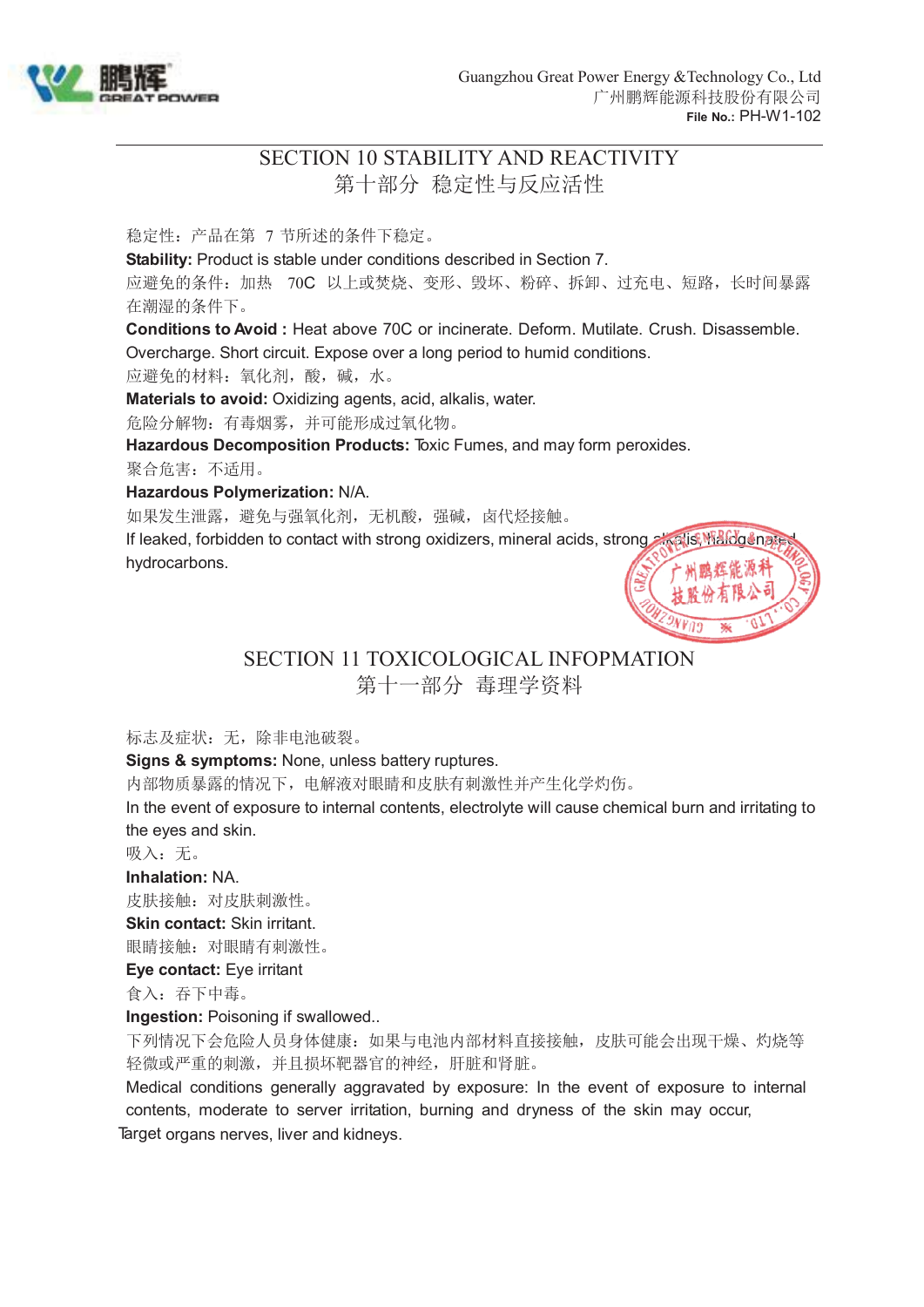## SECTION 10 STABILITY AND REACTIVITY
## 第十部分 稳定性与反应活性

稳定性：产品在第 7 节所述的条件下稳定。

**Stability:** Product is stable under conditions described in Section 7.

应避免的条件：加热 70C 以上或焚烧、变形、毁坏、粉碎、拆卸、过充电、短路，长时间暴露在潮湿的条件下。

**Conditions to Avoid :** Heat above 70C or incinerate. Deform. Mutilate. Crush. Disassemble. Overcharge. Short circuit. Expose over a long period to humid conditions.

应避免的材料：氧化剂，酸，碱，水。

**Materials to avoid:** Oxidizing agents, acid, alkalis, water.

危险分解物：有毒烟雾，并可能形成过氧化物。

**Hazardous Decomposition Products:** Toxic Fumes, and may form peroxides.

聚合危害：不适用。

**Hazardous Polymerization:** N/A.

如果发生泄露，避免与强氧化剂，无机酸，强碱，卤代烃接触。

If leaked, forbidden to contact with strong oxidizers, mineral acids, strong alkalis, halogenated hydrocarbons.

## SECTION 11 TOXICOLOGICAL INFOPMATION
## 第十一部分 毒理学资料

标志及症状：无，除非电池破裂。

**Signs & symptoms:** None, unless battery ruptures.

内部物质暴露的情况下，电解液对眼睛和皮肤有刺激性并产生化学灼伤。

In the event of exposure to internal contents, electrolyte will cause chemical burn and irritating to the eyes and skin.

吸入：无。

**Inhalation:** NA.

皮肤接触：对皮肤刺激性。

**Skin contact:** Skin irritant.

眼睛接触：对眼睛有刺激性。

**Eye contact:** Eye irritant

食入：吞下中毒。

**Ingestion:** Poisoning if swallowed..

下列情况下会危险人员身体健康：如果与电池内部材料直接接触，皮肤可能会出现干燥、灼烧等轻微或严重的刺激，并且损坏靶器官的神经，肝脏和肾脏。

Medical conditions generally aggravated by exposure: In the event of exposure to internal contents, moderate to server irritation, burning and dryness of the skin may occur, Target organs nerves, liver and kidneys.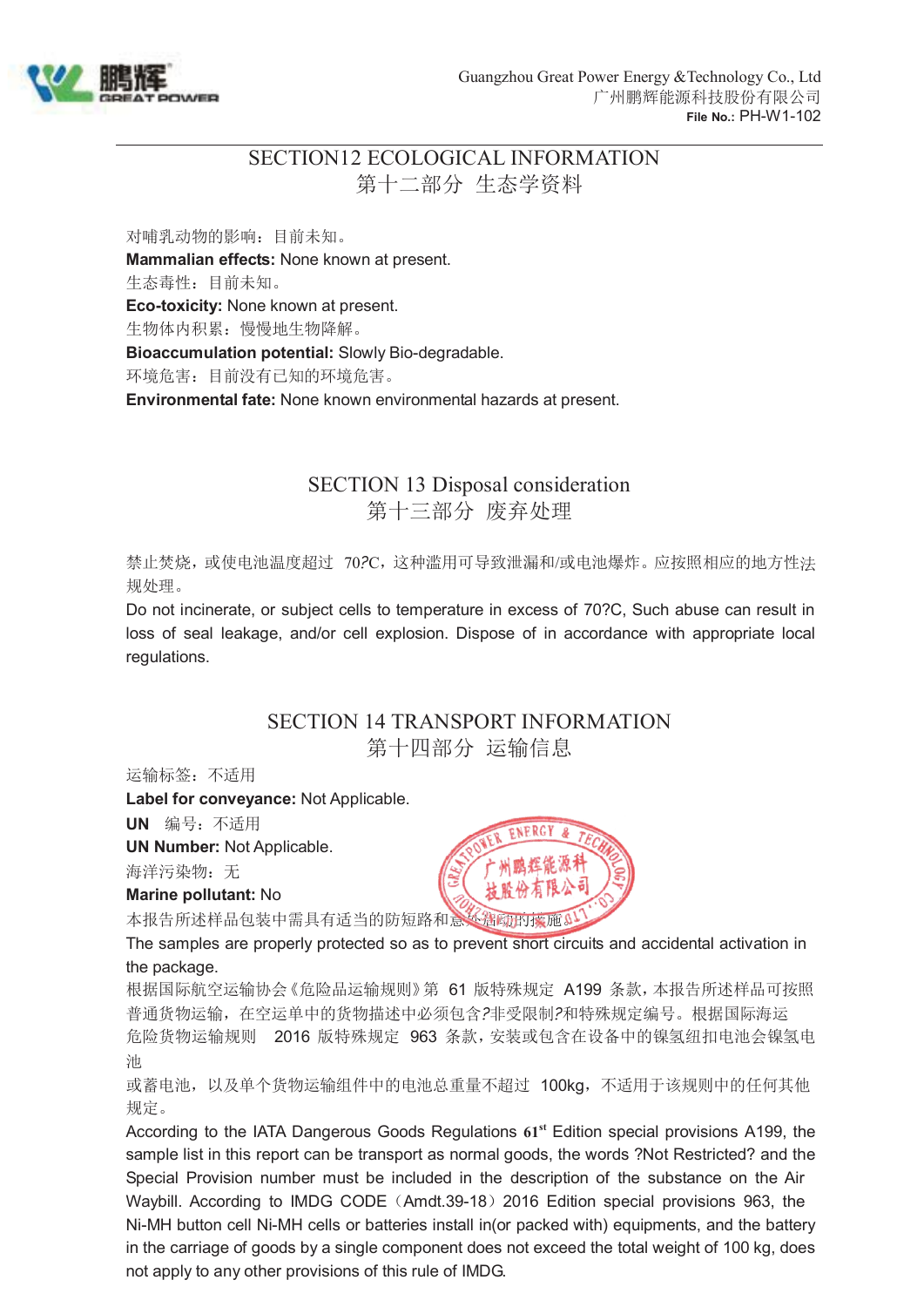## SECTION12 ECOLOGICAL INFORMATION
## 第十二部分 生态学资料

对哺乳动物的影响：目前未知。
**Mammalian effects:** None known at present.
生态毒性：目前未知。
**Eco-toxicity:** None known at present.
生物体内积累：慢慢地生物降解。
**Bioaccumulation potential:** Slowly Bio-degradable.
环境危害：目前没有已知的环境危害。
**Environmental fate:** None known environmental hazards at present.

## SECTION 13 Disposal consideration
## 第十三部分 废弃处理

禁止焚烧，或使电池温度超过 70?C，这种滥用可导致泄漏和/或电池爆炸。应按照相应的地方性法规处理。
Do not incinerate, or subject cells to temperature in excess of 70?C, Such abuse can result in loss of seal leakage, and/or cell explosion. Dispose of in accordance with appropriate local regulations.

## SECTION 14 TRANSPORT INFORMATION
## 第十四部分 运输信息

运输标签：不适用
**Label for conveyance:** Not Applicable.
**UN** 编号：不适用
**UN Number:** Not Applicable.
海洋污染物：无
**Marine pollutant:** No
本报告所述样品包装中需具有适当的防短路和意外启动的措施。
The samples are properly protected so as to prevent short circuits and accidental activation in the package.
根据国际航空运输协会《危险品运输规则》第 61 版特殊规定 A199 条款，本报告所述样品可按照普通货物运输，在空运单中的货物描述中必须包含?非受限制?和特殊规定编号。根据国际海运危险货物运输规则 2016 版特殊规定 963 条款，安装或包含在设备中的镍氢纽扣电池会镍氢电池
或蓄电池，以及单个货物运输组件中的电池总重量不超过 100kg，不适用于该规则中的任何其他规定。
According to the IATA Dangerous Goods Regulations **61**st Edition special provisions A199, the sample list in this report can be transport as normal goods, the words ?Not Restricted? and the Special Provision number must be included in the description of the substance on the Air Waybill. According to IMDG CODE（Amdt.39-18）2016 Edition special provisions 963, the Ni-MH button cell Ni-MH cells or batteries install in(or packed with) equipments, and the battery in the carriage of goods by a single component does not exceed the total weight of 100 kg, does not apply to any other provisions of this rule of IMDG.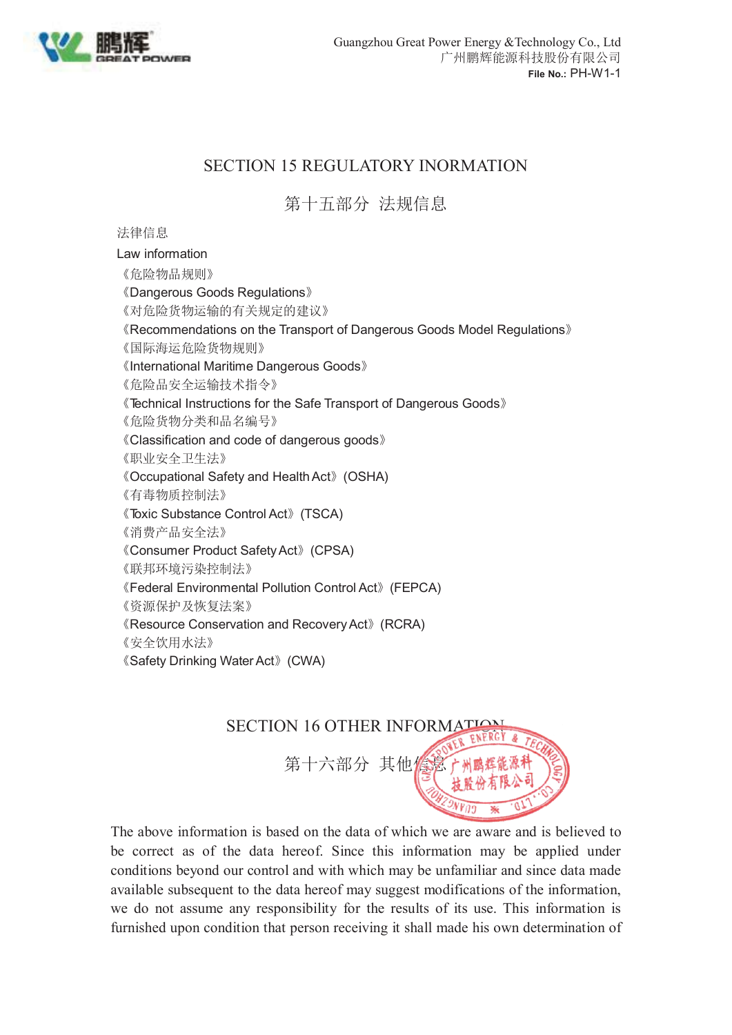## SECTION 15 REGULATORY INORMATION

## 第十五部分 法规信息

法律信息

Law information

《危险物品规则》

《Dangerous Goods Regulations》

《对危险货物运输的有关规定的建议》

《Recommendations on the Transport of Dangerous Goods Model Regulations》

《国际海运危险货物规则》

《International Maritime Dangerous Goods》

《危险品安全运输技术指令》

《Technical Instructions for the Safe Transport of Dangerous Goods》

《危险货物分类和品名编号》

《Classification and code of dangerous goods》

《职业安全卫生法》

《Occupational Safety and Health Act》(OSHA)

《有毒物质控制法》

《Toxic Substance Control Act》(TSCA)

《消费产品安全法》

《Consumer Product Safety Act》(CPSA)

《联邦环境污染控制法》

《Federal Environmental Pollution Control Act》(FEPCA)

《资源保护及恢复法案》

《Resource Conservation and Recovery Act》(RCRA)

《安全饮用水法》

《Safety Drinking Water Act》(CWA)

## SECTION 16 OTHER INFORMATION

## 第十六部分 其他信息

The above information is based on the data of which we are aware and is believed to be correct as of the data hereof. Since this information may be applied under conditions beyond our control and with which may be unfamiliar and since data made available subsequent to the data hereof may suggest modifications of the information, we do not assume any responsibility for the results of its use. This information is furnished upon condition that person receiving it shall made his own determination of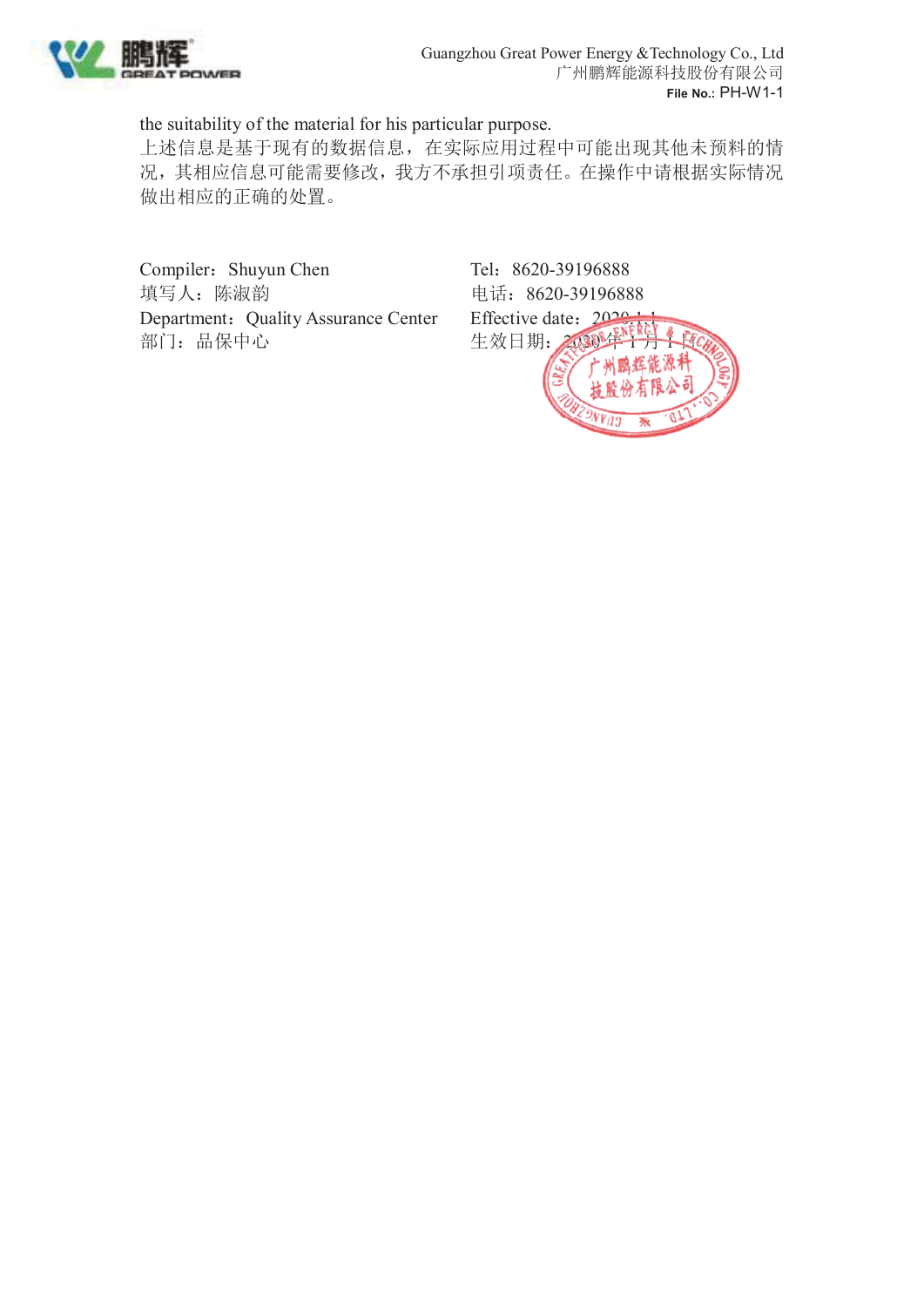the suitability of the material for his particular purpose.

上述信息是基于现有的数据信息，在实际应用过程中可能出现其他未预料的情况，其相应信息可能需要修改，我方不承担引项责任。在操作中请根据实际情况做出相应的正确的处置。

Compiler：Shuyun Chen
填写人：陈淑韵
Department：Quality Assurance Center
部门：品保中心

Tel：8620-39196888
电话：8620-39196888
Effective date：2020.1.1
生效日期：2020 年 1 月 1 日